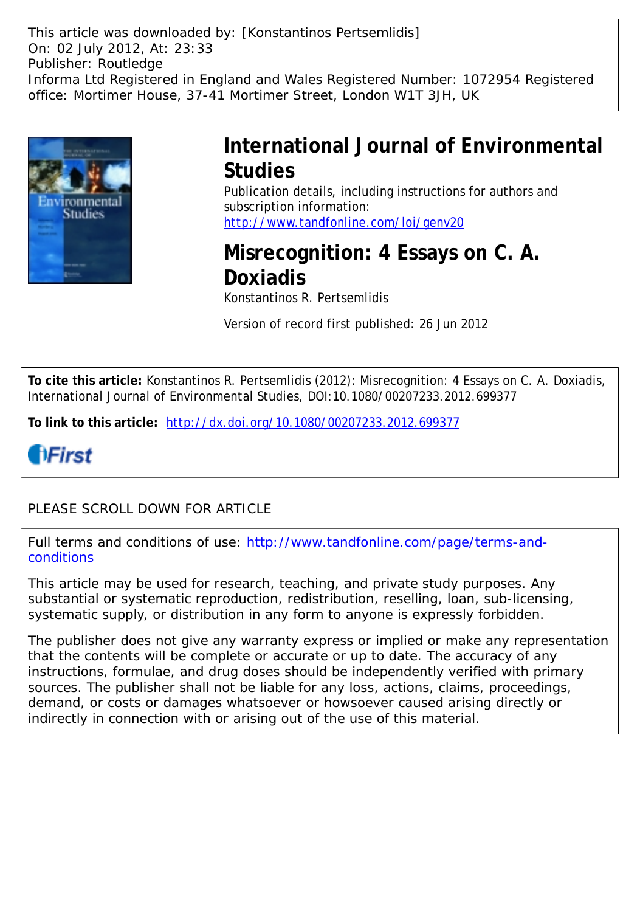This article was downloaded by: [Konstantinos Pertsemlidis]
On: 02 July 2012, At: 23:33
Publisher: Routledge
Informa Ltd Registered in England and Wales Registered Number: 1072954 Registered office: Mortimer House, 37-41 Mortimer Street, London W1T 3JH, UK

# International Journal of Environmental Studies

Publication details, including instructions for authors and subscription information:
http://www.tandfonline.com/loi/genv20

# Misrecognition: 4 Essays on C. A. Doxiadis

Konstantinos R. Pertsemlidis

Version of record first published: 26 Jun 2012

**To cite this article:** Konstantinos R. Pertsemlidis (2012): Misrecognition: 4 Essays on C. A. Doxiadis, International Journal of Environmental Studies, DOI:10.1080/00207233.2012.699377

**To link to this article:** http://dx.doi.org/10.1080/00207233.2012.699377

PLEASE SCROLL DOWN FOR ARTICLE

Full terms and conditions of use: http://www.tandfonline.com/page/terms-and-conditions

This article may be used for research, teaching, and private study purposes. Any substantial or systematic reproduction, redistribution, reselling, loan, sub-licensing, systematic supply, or distribution in any form to anyone is expressly forbidden.

The publisher does not give any warranty express or implied or make any representation that the contents will be complete or accurate or up to date. The accuracy of any instructions, formulae, and drug doses should be independently verified with primary sources. The publisher shall not be liable for any loss, actions, claims, proceedings, demand, or costs or damages whatsoever or howsoever caused arising directly or indirectly in connection with or arising out of the use of this material.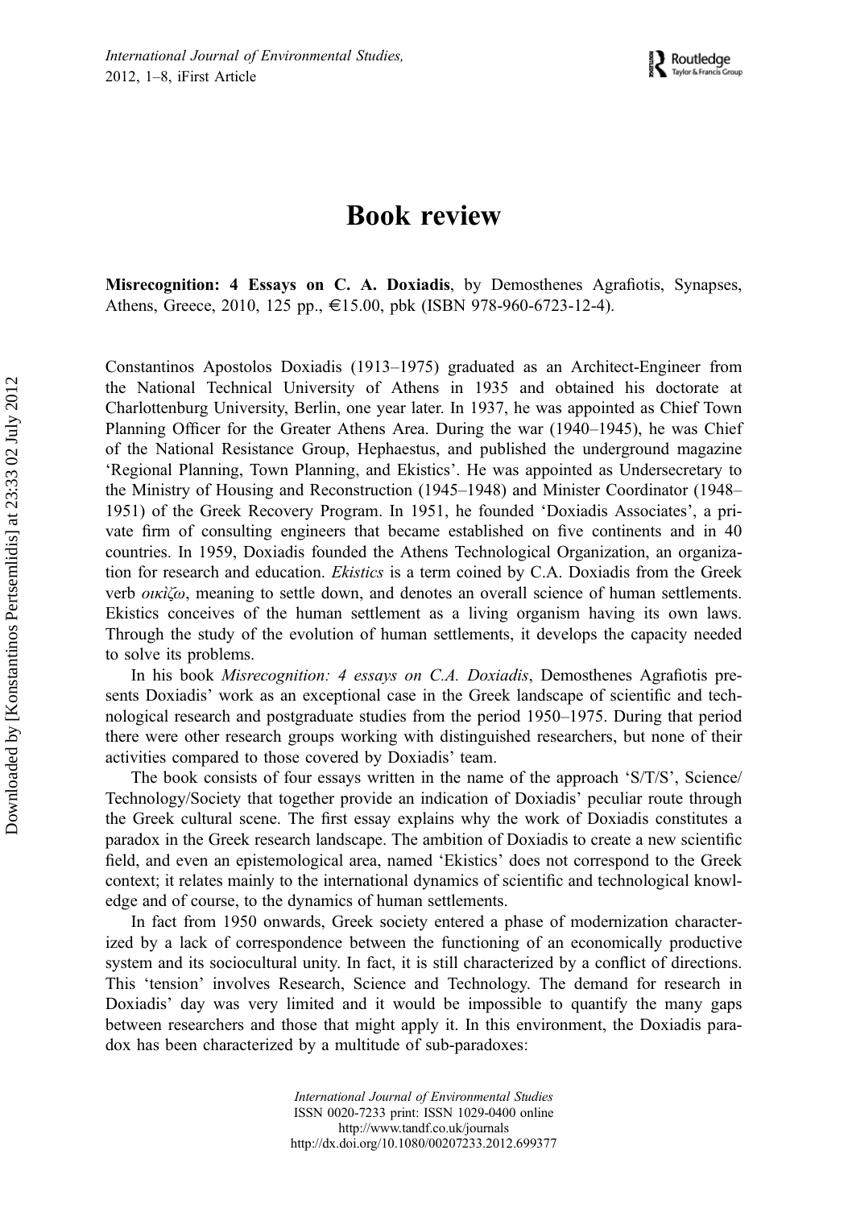# Book review

**Misrecognition: 4 Essays on C. A. Doxiadis**, by Demosthenes Agrafiotis, Synapses, Athens, Greece, 2010, 125 pp., €15.00, pbk (ISBN 978-960-6723-12-4).

Constantinos Apostolos Doxiadis (1913–1975) graduated as an Architect-Engineer from the National Technical University of Athens in 1935 and obtained his doctorate at Charlottenburg University, Berlin, one year later. In 1937, he was appointed as Chief Town Planning Officer for the Greater Athens Area. During the war (1940–1945), he was Chief of the National Resistance Group, Hephaestus, and published the underground magazine 'Regional Planning, Town Planning, and Ekistics'. He was appointed as Undersecretary to the Ministry of Housing and Reconstruction (1945–1948) and Minister Coordinator (1948–1951) of the Greek Recovery Program. In 1951, he founded 'Doxiadis Associates', a private firm of consulting engineers that became established on five continents and in 40 countries. In 1959, Doxiadis founded the Athens Technological Organization, an organization for research and education. *Ekistics* is a term coined by C.A. Doxiadis from the Greek verb *οικἰζω*, meaning to settle down, and denotes an overall science of human settlements. Ekistics conceives of the human settlement as a living organism having its own laws. Through the study of the evolution of human settlements, it develops the capacity needed to solve its problems.

In his book *Misrecognition: 4 essays on C.A. Doxiadis*, Demosthenes Agrafiotis presents Doxiadis' work as an exceptional case in the Greek landscape of scientific and technological research and postgraduate studies from the period 1950–1975. During that period there were other research groups working with distinguished researchers, but none of their activities compared to those covered by Doxiadis' team.

The book consists of four essays written in the name of the approach 'S/T/S', Science/Technology/Society that together provide an indication of Doxiadis' peculiar route through the Greek cultural scene. The first essay explains why the work of Doxiadis constitutes a paradox in the Greek research landscape. The ambition of Doxiadis to create a new scientific field, and even an epistemological area, named 'Ekistics' does not correspond to the Greek context; it relates mainly to the international dynamics of scientific and technological knowledge and of course, to the dynamics of human settlements.

In fact from 1950 onwards, Greek society entered a phase of modernization characterized by a lack of correspondence between the functioning of an economically productive system and its sociocultural unity. In fact, it is still characterized by a conflict of directions. This 'tension' involves Research, Science and Technology. The demand for research in Doxiadis' day was very limited and it would be impossible to quantify the many gaps between researchers and those that might apply it. In this environment, the Doxiadis paradox has been characterized by a multitude of sub-paradoxes: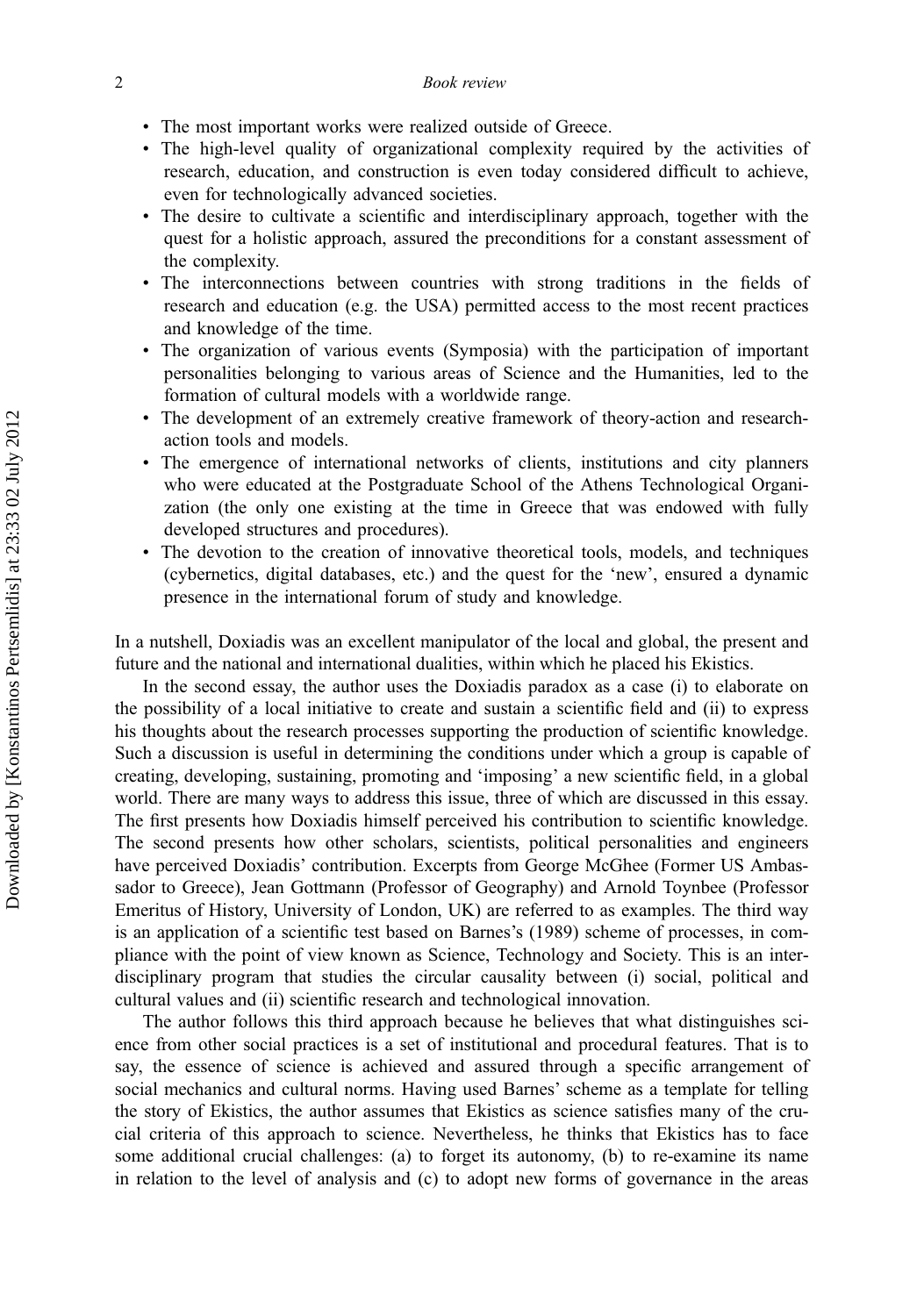- The most important works were realized outside of Greece.
- The high-level quality of organizational complexity required by the activities of research, education, and construction is even today considered difficult to achieve, even for technologically advanced societies.
- The desire to cultivate a scientific and interdisciplinary approach, together with the quest for a holistic approach, assured the preconditions for a constant assessment of the complexity.
- The interconnections between countries with strong traditions in the fields of research and education (e.g. the USA) permitted access to the most recent practices and knowledge of the time.
- The organization of various events (Symposia) with the participation of important personalities belonging to various areas of Science and the Humanities, led to the formation of cultural models with a worldwide range.
- The development of an extremely creative framework of theory-action and research-action tools and models.
- The emergence of international networks of clients, institutions and city planners who were educated at the Postgraduate School of the Athens Technological Organization (the only one existing at the time in Greece that was endowed with fully developed structures and procedures).
- The devotion to the creation of innovative theoretical tools, models, and techniques (cybernetics, digital databases, etc.) and the quest for the 'new', ensured a dynamic presence in the international forum of study and knowledge.

In a nutshell, Doxiadis was an excellent manipulator of the local and global, the present and future and the national and international dualities, within which he placed his Ekistics.

In the second essay, the author uses the Doxiadis paradox as a case (i) to elaborate on the possibility of a local initiative to create and sustain a scientific field and (ii) to express his thoughts about the research processes supporting the production of scientific knowledge. Such a discussion is useful in determining the conditions under which a group is capable of creating, developing, sustaining, promoting and 'imposing' a new scientific field, in a global world. There are many ways to address this issue, three of which are discussed in this essay. The first presents how Doxiadis himself perceived his contribution to scientific knowledge. The second presents how other scholars, scientists, political personalities and engineers have perceived Doxiadis' contribution. Excerpts from George McGhee (Former US Ambassador to Greece), Jean Gottmann (Professor of Geography) and Arnold Toynbee (Professor Emeritus of History, University of London, UK) are referred to as examples. The third way is an application of a scientific test based on Barnes's (1989) scheme of processes, in compliance with the point of view known as Science, Technology and Society. This is an interdisciplinary program that studies the circular causality between (i) social, political and cultural values and (ii) scientific research and technological innovation.

The author follows this third approach because he believes that what distinguishes science from other social practices is a set of institutional and procedural features. That is to say, the essence of science is achieved and assured through a specific arrangement of social mechanics and cultural norms. Having used Barnes' scheme as a template for telling the story of Ekistics, the author assumes that Ekistics as science satisfies many of the crucial criteria of this approach to science. Nevertheless, he thinks that Ekistics has to face some additional crucial challenges: (a) to forget its autonomy, (b) to re-examine its name in relation to the level of analysis and (c) to adopt new forms of governance in the areas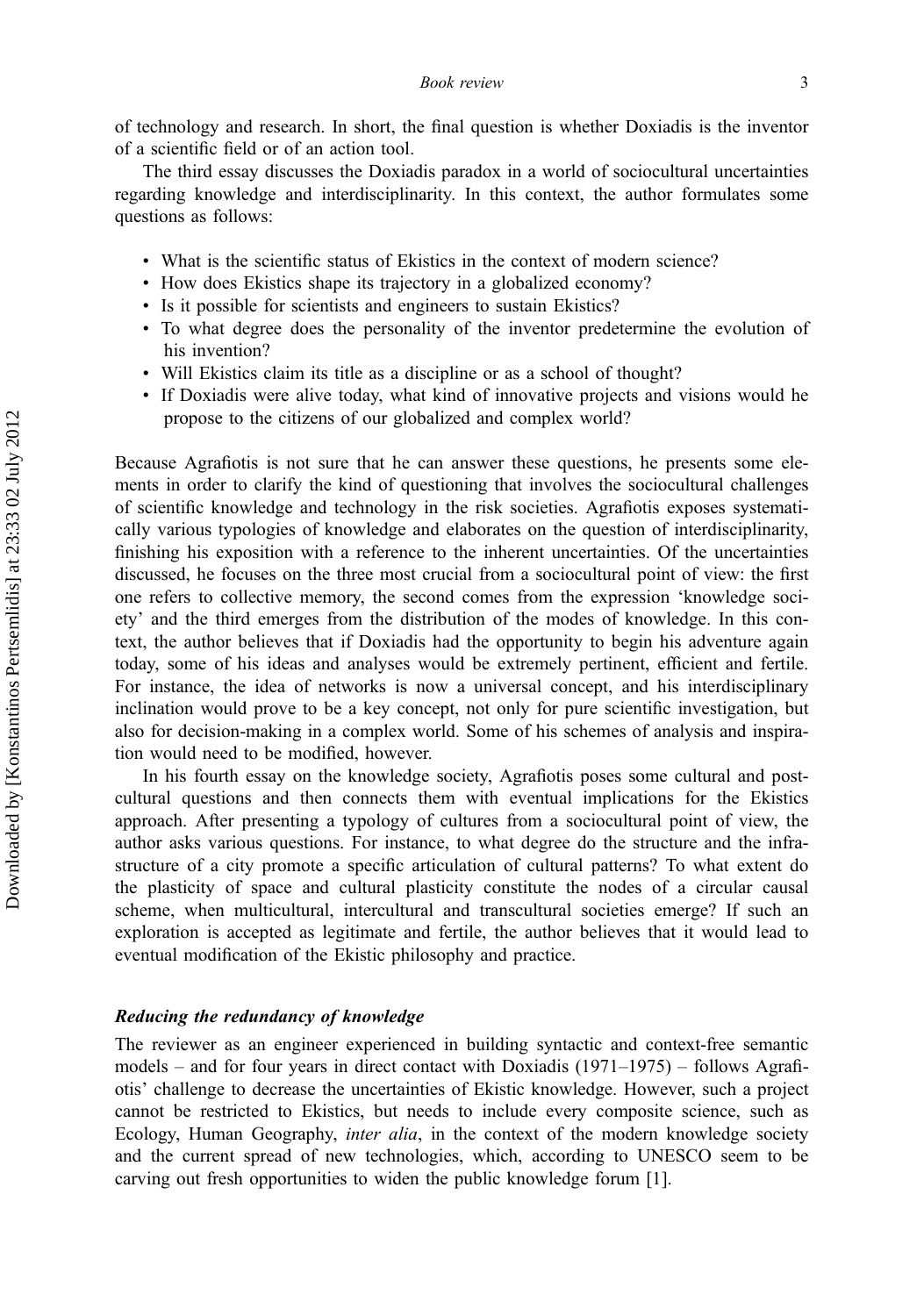of technology and research. In short, the final question is whether Doxiadis is the inventor of a scientific field or of an action tool.

The third essay discusses the Doxiadis paradox in a world of sociocultural uncertainties regarding knowledge and interdisciplinarity. In this context, the author formulates some questions as follows:

- What is the scientific status of Ekistics in the context of modern science?
- How does Ekistics shape its trajectory in a globalized economy?
- Is it possible for scientists and engineers to sustain Ekistics?
- To what degree does the personality of the inventor predetermine the evolution of his invention?
- Will Ekistics claim its title as a discipline or as a school of thought?
- If Doxiadis were alive today, what kind of innovative projects and visions would he propose to the citizens of our globalized and complex world?

Because Agrafiotis is not sure that he can answer these questions, he presents some elements in order to clarify the kind of questioning that involves the sociocultural challenges of scientific knowledge and technology in the risk societies. Agrafiotis exposes systematically various typologies of knowledge and elaborates on the question of interdisciplinarity, finishing his exposition with a reference to the inherent uncertainties. Of the uncertainties discussed, he focuses on the three most crucial from a sociocultural point of view: the first one refers to collective memory, the second comes from the expression 'knowledge society' and the third emerges from the distribution of the modes of knowledge. In this context, the author believes that if Doxiadis had the opportunity to begin his adventure again today, some of his ideas and analyses would be extremely pertinent, efficient and fertile. For instance, the idea of networks is now a universal concept, and his interdisciplinary inclination would prove to be a key concept, not only for pure scientific investigation, but also for decision-making in a complex world. Some of his schemes of analysis and inspiration would need to be modified, however.

In his fourth essay on the knowledge society, Agrafiotis poses some cultural and post-cultural questions and then connects them with eventual implications for the Ekistics approach. After presenting a typology of cultures from a sociocultural point of view, the author asks various questions. For instance, to what degree do the structure and the infrastructure of a city promote a specific articulation of cultural patterns? To what extent do the plasticity of space and cultural plasticity constitute the nodes of a circular causal scheme, when multicultural, intercultural and transcultural societies emerge? If such an exploration is accepted as legitimate and fertile, the author believes that it would lead to eventual modification of the Ekistic philosophy and practice.

### *Reducing the redundancy of knowledge*

The reviewer as an engineer experienced in building syntactic and context-free semantic models – and for four years in direct contact with Doxiadis (1971–1975) – follows Agrafiotis' challenge to decrease the uncertainties of Ekistic knowledge. However, such a project cannot be restricted to Ekistics, but needs to include every composite science, such as Ecology, Human Geography, *inter alia*, in the context of the modern knowledge society and the current spread of new technologies, which, according to UNESCO seem to be carving out fresh opportunities to widen the public knowledge forum [1].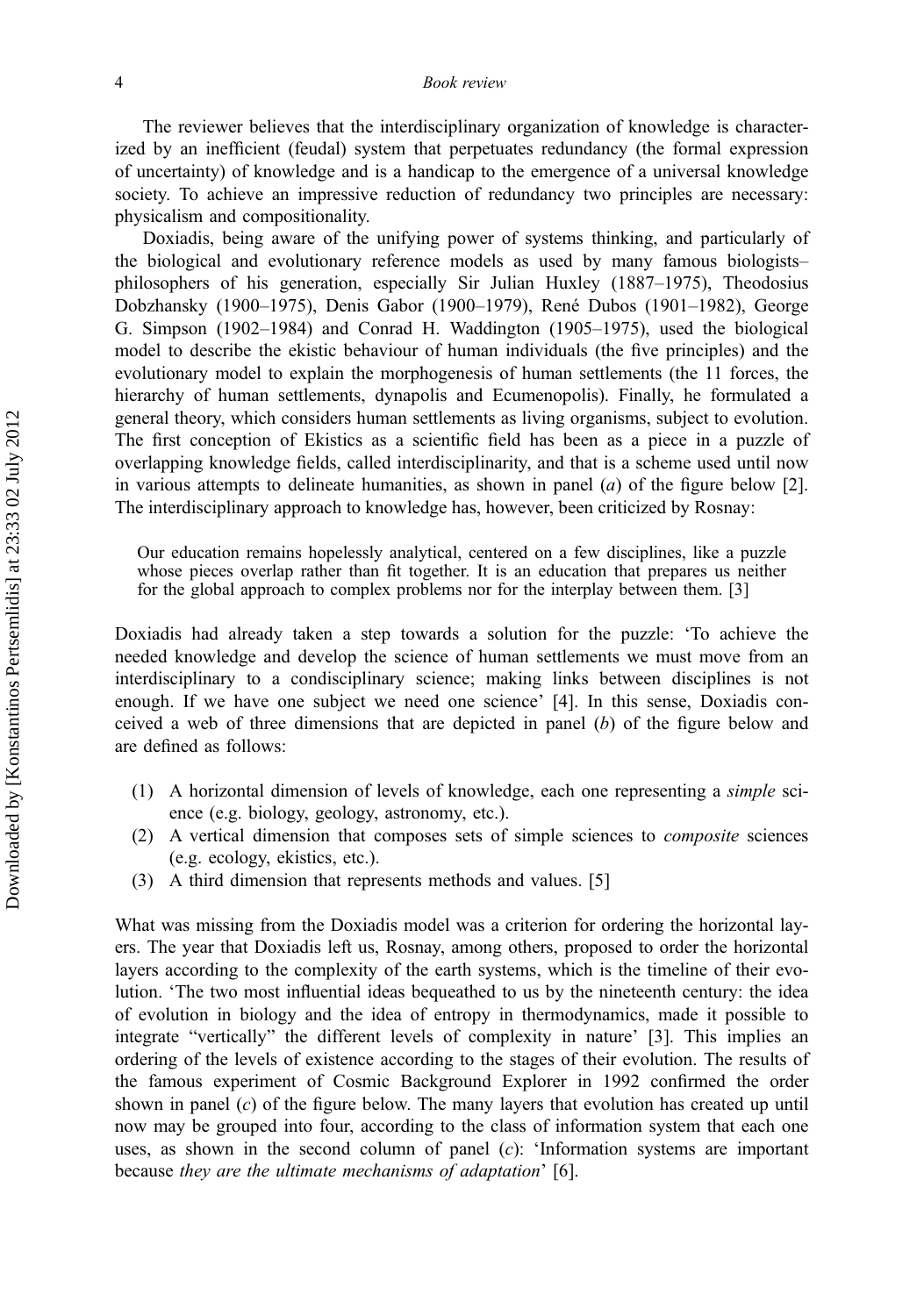The reviewer believes that the interdisciplinary organization of knowledge is characterized by an inefficient (feudal) system that perpetuates redundancy (the formal expression of uncertainty) of knowledge and is a handicap to the emergence of a universal knowledge society. To achieve an impressive reduction of redundancy two principles are necessary: physicalism and compositionality.

Doxiadis, being aware of the unifying power of systems thinking, and particularly of the biological and evolutionary reference models as used by many famous biologists–philosophers of his generation, especially Sir Julian Huxley (1887–1975), Theodosius Dobzhansky (1900–1975), Denis Gabor (1900–1979), René Dubos (1901–1982), George G. Simpson (1902–1984) and Conrad H. Waddington (1905–1975), used the biological model to describe the ekistic behaviour of human individuals (the five principles) and the evolutionary model to explain the morphogenesis of human settlements (the 11 forces, the hierarchy of human settlements, dynapolis and Ecumenopolis). Finally, he formulated a general theory, which considers human settlements as living organisms, subject to evolution. The first conception of Ekistics as a scientific field has been as a piece in a puzzle of overlapping knowledge fields, called interdisciplinarity, and that is a scheme used until now in various attempts to delineate humanities, as shown in panel (*a*) of the figure below [2]. The interdisciplinary approach to knowledge has, however, been criticized by Rosnay:

> Our education remains hopelessly analytical, centered on a few disciplines, like a puzzle whose pieces overlap rather than fit together. It is an education that prepares us neither for the global approach to complex problems nor for the interplay between them. [3]

Doxiadis had already taken a step towards a solution for the puzzle: 'To achieve the needed knowledge and develop the science of human settlements we must move from an interdisciplinary to a condisciplinary science; making links between disciplines is not enough. If we have one subject we need one science' [4]. In this sense, Doxiadis conceived a web of three dimensions that are depicted in panel (*b*) of the figure below and are defined as follows:

(1) A horizontal dimension of levels of knowledge, each one representing a *simple* science (e.g. biology, geology, astronomy, etc.).
(2) A vertical dimension that composes sets of simple sciences to *composite* sciences (e.g. ecology, ekistics, etc.).
(3) A third dimension that represents methods and values. [5]

What was missing from the Doxiadis model was a criterion for ordering the horizontal layers. The year that Doxiadis left us, Rosnay, among others, proposed to order the horizontal layers according to the complexity of the earth systems, which is the timeline of their evolution. 'The two most influential ideas bequeathed to us by the nineteenth century: the idea of evolution in biology and the idea of entropy in thermodynamics, made it possible to integrate "vertically" the different levels of complexity in nature' [3]. This implies an ordering of the levels of existence according to the stages of their evolution. The results of the famous experiment of Cosmic Background Explorer in 1992 confirmed the order shown in panel (*c*) of the figure below. The many layers that evolution has created up until now may be grouped into four, according to the class of information system that each one uses, as shown in the second column of panel (*c*): 'Information systems are important because *they are the ultimate mechanisms of adaptation*' [6].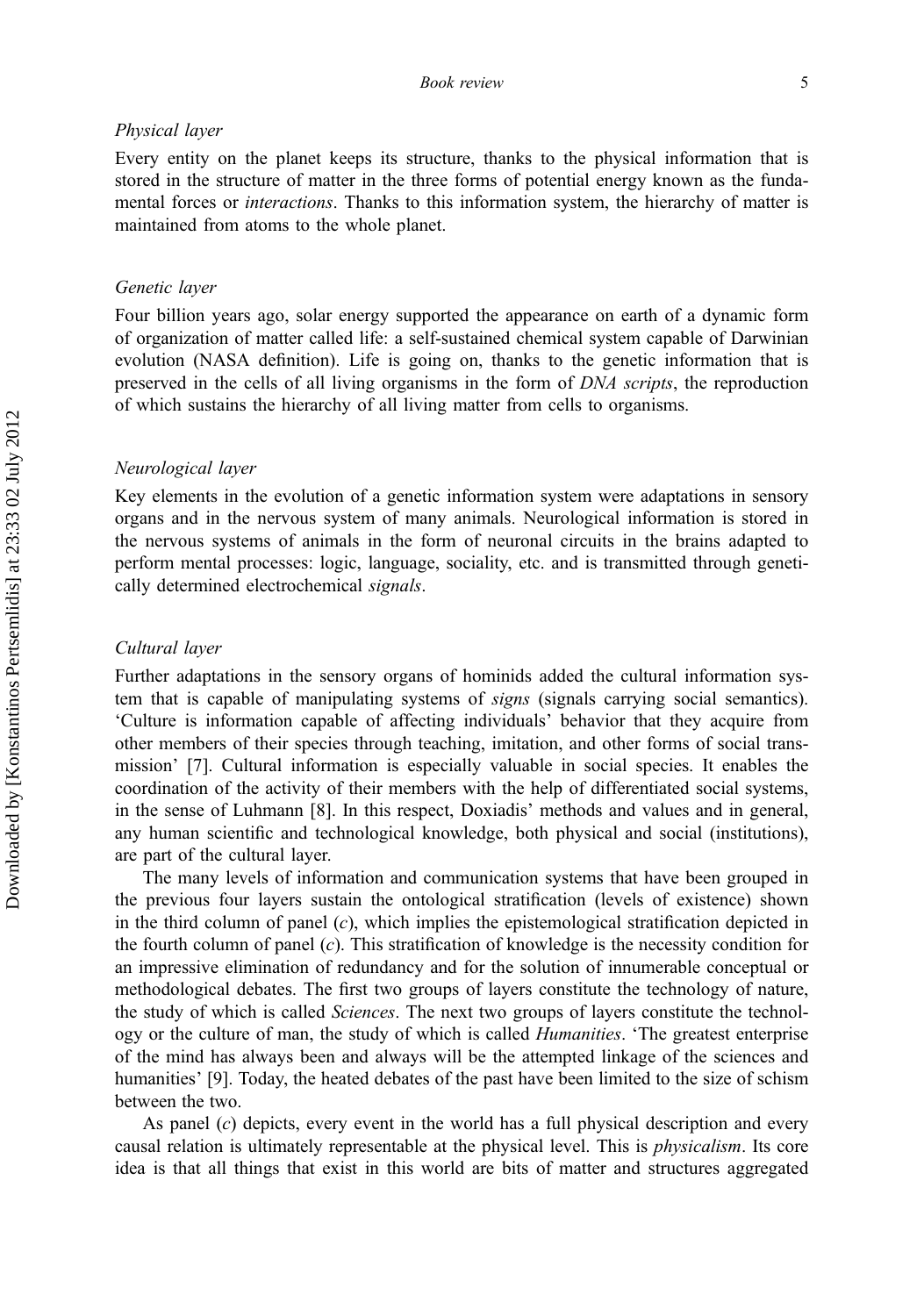*Physical layer*

Every entity on the planet keeps its structure, thanks to the physical information that is stored in the structure of matter in the three forms of potential energy known as the fundamental forces or *interactions*. Thanks to this information system, the hierarchy of matter is maintained from atoms to the whole planet.

*Genetic layer*

Four billion years ago, solar energy supported the appearance on earth of a dynamic form of organization of matter called life: a self-sustained chemical system capable of Darwinian evolution (NASA definition). Life is going on, thanks to the genetic information that is preserved in the cells of all living organisms in the form of *DNA scripts*, the reproduction of which sustains the hierarchy of all living matter from cells to organisms.

*Neurological layer*

Key elements in the evolution of a genetic information system were adaptations in sensory organs and in the nervous system of many animals. Neurological information is stored in the nervous systems of animals in the form of neuronal circuits in the brains adapted to perform mental processes: logic, language, sociality, etc. and is transmitted through genetically determined electrochemical *signals*.

*Cultural layer*

Further adaptations in the sensory organs of hominids added the cultural information system that is capable of manipulating systems of *signs* (signals carrying social semantics). 'Culture is information capable of affecting individuals' behavior that they acquire from other members of their species through teaching, imitation, and other forms of social transmission' [7]. Cultural information is especially valuable in social species. It enables the coordination of the activity of their members with the help of differentiated social systems, in the sense of Luhmann [8]. In this respect, Doxiadis' methods and values and in general, any human scientific and technological knowledge, both physical and social (institutions), are part of the cultural layer.

The many levels of information and communication systems that have been grouped in the previous four layers sustain the ontological stratification (levels of existence) shown in the third column of panel (*c*), which implies the epistemological stratification depicted in the fourth column of panel (*c*). This stratification of knowledge is the necessity condition for an impressive elimination of redundancy and for the solution of innumerable conceptual or methodological debates. The first two groups of layers constitute the technology of nature, the study of which is called *Sciences*. The next two groups of layers constitute the technology or the culture of man, the study of which is called *Humanities*. 'The greatest enterprise of the mind has always been and always will be the attempted linkage of the sciences and humanities' [9]. Today, the heated debates of the past have been limited to the size of schism between the two.

As panel (*c*) depicts, every event in the world has a full physical description and every causal relation is ultimately representable at the physical level. This is *physicalism*. Its core idea is that all things that exist in this world are bits of matter and structures aggregated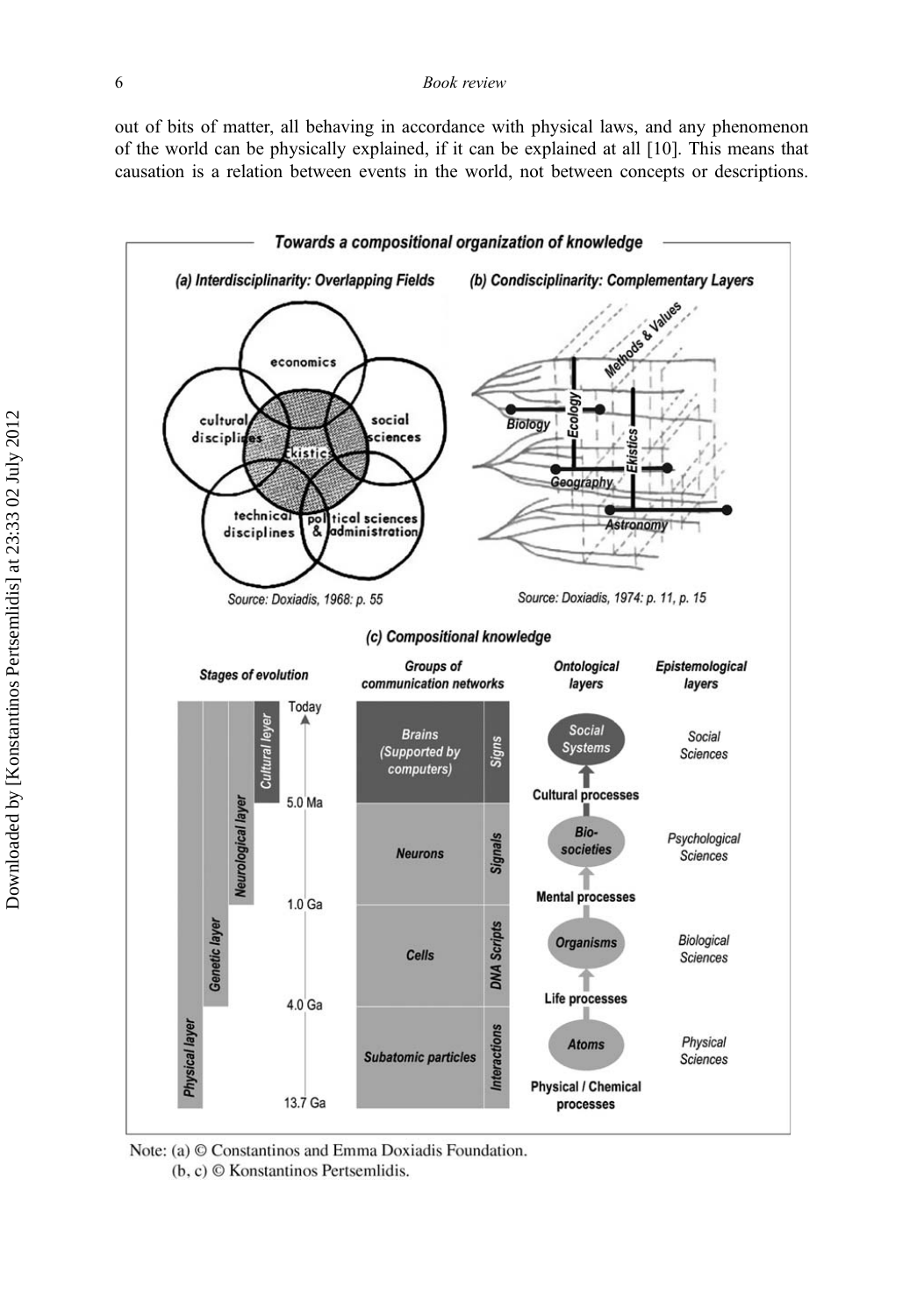out of bits of matter, all behaving in accordance with physical laws, and any phenomenon of the world can be physically explained, if it can be explained at all [10]. This means that causation is a relation between events in the world, not between concepts or descriptions.

**Towards a compositional organization of knowledge**

*(a) Interdisciplinarity: Overlapping Fields*

economics, cultural disciplines, social sciences, ekistics, technical disciplines, political sciences & administration

*Source: Doxiadis, 1968: p. 55*

*(b) Condisciplinarity: Complementary Layers*

Methods & Values, Biology, Ecology, Ekistics, Geography, Astronomy

*Source: Doxiadis, 1974: p. 11, p. 15*

*(c) Compositional knowledge*

| Stages of evolution | Time | Groups of communication networks | | Ontological layers | Epistemological layers |
|---|---|---|---|---|---|
| Cultural layer | Today – 5.0 Ma | Brains (Supported by computers) | Signs | Social Systems (Cultural processes) | Social Sciences |
| Neurological layer | 5.0 Ma – 1.0 Ga | Neurons | Signals | Bio-societies (Mental processes) | Psychological Sciences |
| Genetic layer | 1.0 Ga – 4.0 Ga | Cells | DNA Scripts | Organisms (Life processes) | Biological Sciences |
| Physical layer | 4.0 Ga – 13.7 Ga | Subatomic particles | Interactions | Atoms (Physical / Chemical processes) | Physical Sciences |

Note: (a) © Constantinos and Emma Doxiadis Foundation.
(b, c) © Konstantinos Pertsemlidis.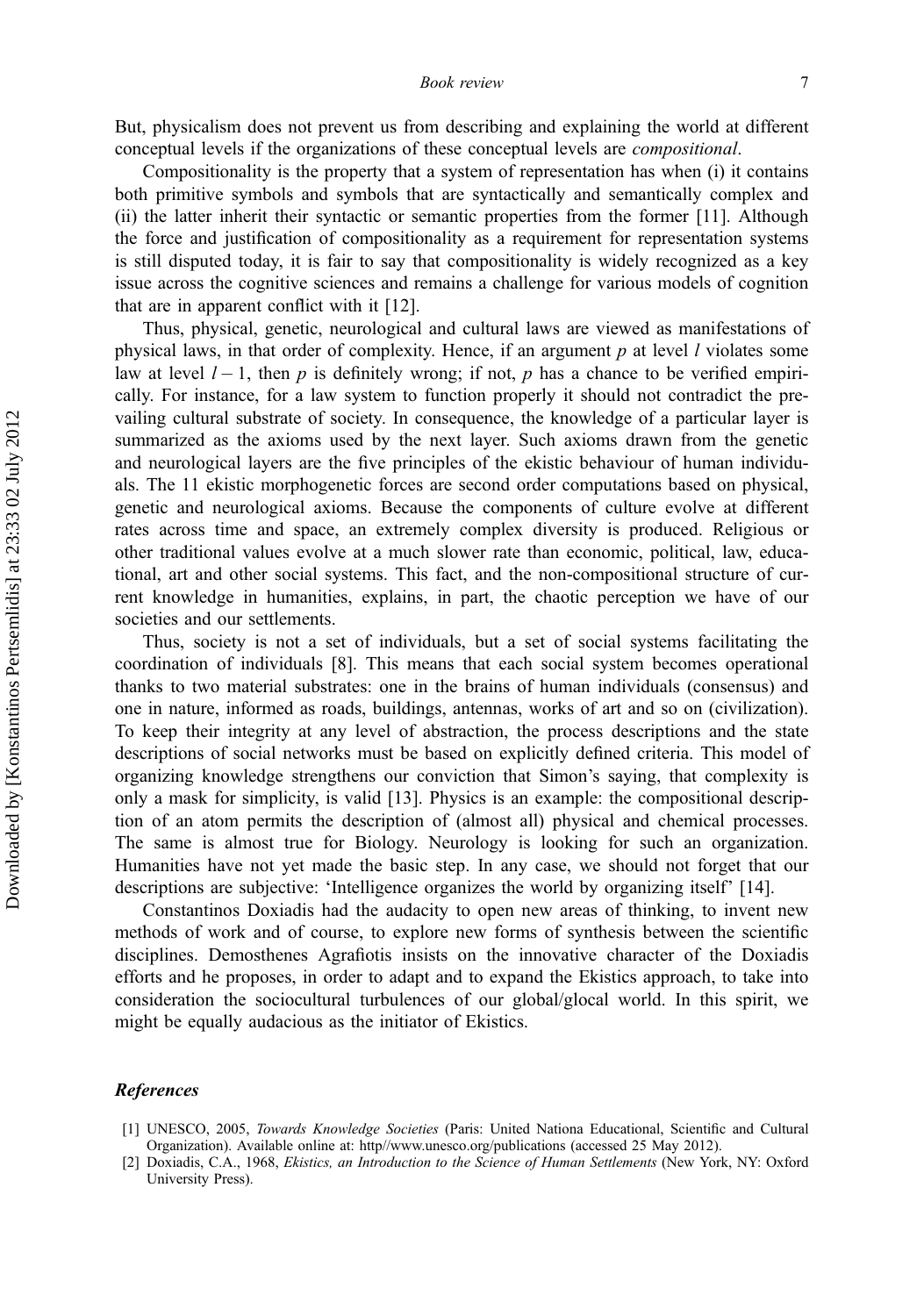But, physicalism does not prevent us from describing and explaining the world at different conceptual levels if the organizations of these conceptual levels are *compositional*.

Compositionality is the property that a system of representation has when (i) it contains both primitive symbols and symbols that are syntactically and semantically complex and (ii) the latter inherit their syntactic or semantic properties from the former [11]. Although the force and justification of compositionality as a requirement for representation systems is still disputed today, it is fair to say that compositionality is widely recognized as a key issue across the cognitive sciences and remains a challenge for various models of cognition that are in apparent conflict with it [12].

Thus, physical, genetic, neurological and cultural laws are viewed as manifestations of physical laws, in that order of complexity. Hence, if an argument $p$ at level $l$ violates some law at level $l - 1$, then $p$ is definitely wrong; if not, $p$ has a chance to be verified empirically. For instance, for a law system to function properly it should not contradict the prevailing cultural substrate of society. In consequence, the knowledge of a particular layer is summarized as the axioms used by the next layer. Such axioms drawn from the genetic and neurological layers are the five principles of the ekistic behaviour of human individuals. The 11 ekistic morphogenetic forces are second order computations based on physical, genetic and neurological axioms. Because the components of culture evolve at different rates across time and space, an extremely complex diversity is produced. Religious or other traditional values evolve at a much slower rate than economic, political, law, educational, art and other social systems. This fact, and the non-compositional structure of current knowledge in humanities, explains, in part, the chaotic perception we have of our societies and our settlements.

Thus, society is not a set of individuals, but a set of social systems facilitating the coordination of individuals [8]. This means that each social system becomes operational thanks to two material substrates: one in the brains of human individuals (consensus) and one in nature, informed as roads, buildings, antennas, works of art and so on (civilization). To keep their integrity at any level of abstraction, the process descriptions and the state descriptions of social networks must be based on explicitly defined criteria. This model of organizing knowledge strengthens our conviction that Simon's saying, that complexity is only a mask for simplicity, is valid [13]. Physics is an example: the compositional description of an atom permits the description of (almost all) physical and chemical processes. The same is almost true for Biology. Neurology is looking for such an organization. Humanities have not yet made the basic step. In any case, we should not forget that our descriptions are subjective: 'Intelligence organizes the world by organizing itself' [14].

Constantinos Doxiadis had the audacity to open new areas of thinking, to invent new methods of work and of course, to explore new forms of synthesis between the scientific disciplines. Demosthenes Agrafiotis insists on the innovative character of the Doxiadis efforts and he proposes, in order to adapt and to expand the Ekistics approach, to take into consideration the sociocultural turbulences of our global/glocal world. In this spirit, we might be equally audacious as the initiator of Ekistics.

### References

[1] UNESCO, 2005, *Towards Knowledge Societies* (Paris: United Nationa Educational, Scientific and Cultural Organization). Available online at: http//www.unesco.org/publications (accessed 25 May 2012).

[2] Doxiadis, C.A., 1968, *Ekistics, an Introduction to the Science of Human Settlements* (New York, NY: Oxford University Press).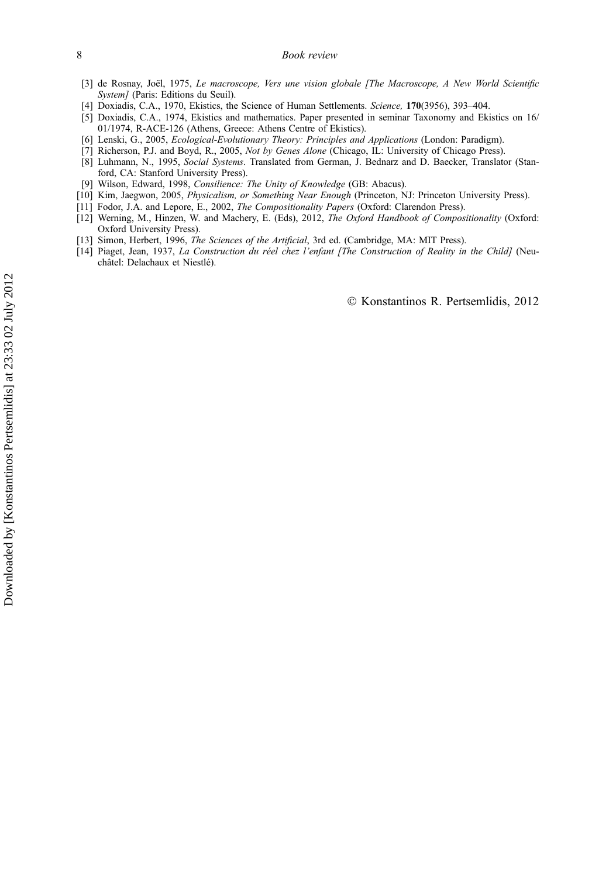[3] de Rosnay, Joël, 1975, *Le macroscope, Vers une vision globale [The Macroscope, A New World Scientific System]* (Paris: Editions du Seuil).

[4] Doxiadis, C.A., 1970, Ekistics, the Science of Human Settlements. *Science,* **170**(3956), 393–404.

[5] Doxiadis, C.A., 1974, Ekistics and mathematics. Paper presented in seminar Taxonomy and Ekistics on 16/01/1974, R-ACE-126 (Athens, Greece: Athens Centre of Ekistics).

[6] Lenski, G., 2005, *Ecological-Evolutionary Theory: Principles and Applications* (London: Paradigm).

[7] Richerson, P.J. and Boyd, R., 2005, *Not by Genes Alone* (Chicago, IL: University of Chicago Press).

[8] Luhmann, N., 1995, *Social Systems*. Translated from German, J. Bednarz and D. Baecker, Translator (Stanford, CA: Stanford University Press).

[9] Wilson, Edward, 1998, *Consilience: The Unity of Knowledge* (GB: Abacus).

[10] Kim, Jaegwon, 2005, *Physicalism, or Something Near Enough* (Princeton, NJ: Princeton University Press).

[11] Fodor, J.A. and Lepore, E., 2002, *The Compositionality Papers* (Oxford: Clarendon Press).

[12] Werning, M., Hinzen, W. and Machery, E. (Eds), 2012, *The Oxford Handbook of Compositionality* (Oxford: Oxford University Press).

[13] Simon, Herbert, 1996, *The Sciences of the Artificial*, 3rd ed. (Cambridge, MA: MIT Press).

[14] Piaget, Jean, 1937, *La Construction du réel chez l'enfant [The Construction of Reality in the Child]* (Neuchâtel: Delachaux et Niestlé).

© Konstantinos R. Pertsemlidis, 2012